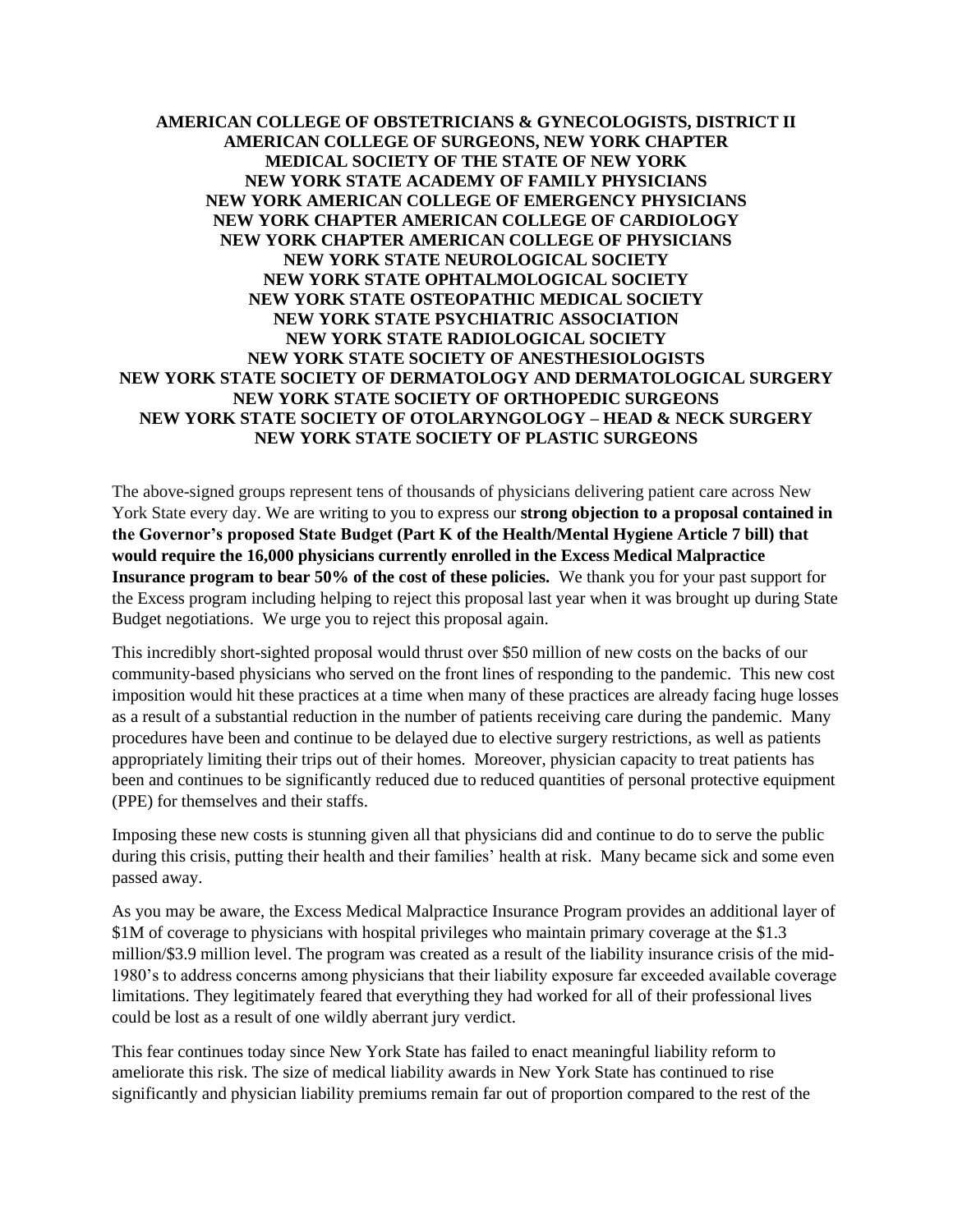**AMERICAN COLLEGE OF OBSTETRICIANS & GYNECOLOGISTS, DISTRICT II**
**AMERICAN COLLEGE OF SURGEONS, NEW YORK CHAPTER**
**MEDICAL SOCIETY OF THE STATE OF NEW YORK**
**NEW YORK STATE ACADEMY OF FAMILY PHYSICIANS**
**NEW YORK AMERICAN COLLEGE OF EMERGENCY PHYSICIANS**
**NEW YORK CHAPTER AMERICAN COLLEGE OF CARDIOLOGY**
**NEW YORK CHAPTER AMERICAN COLLEGE OF PHYSICIANS**
**NEW YORK STATE NEUROLOGICAL SOCIETY**
**NEW YORK STATE OPHTALMOLOGICAL SOCIETY**
**NEW YORK STATE OSTEOPATHIC MEDICAL SOCIETY**
**NEW YORK STATE PSYCHIATRIC ASSOCIATION**
**NEW YORK STATE RADIOLOGICAL SOCIETY**
**NEW YORK STATE SOCIETY OF ANESTHESIOLOGISTS**
**NEW YORK STATE SOCIETY OF DERMATOLOGY AND DERMATOLOGICAL SURGERY**
**NEW YORK STATE SOCIETY OF ORTHOPEDIC SURGEONS**
**NEW YORK STATE SOCIETY OF OTOLARYNGOLOGY – HEAD & NECK SURGERY**
**NEW YORK STATE SOCIETY OF PLASTIC SURGEONS**

The above-signed groups represent tens of thousands of physicians delivering patient care across New York State every day. We are writing to you to express our **strong objection to a proposal contained in the Governor's proposed State Budget (Part K of the Health/Mental Hygiene Article 7 bill) that would require the 16,000 physicians currently enrolled in the Excess Medical Malpractice Insurance program to bear 50% of the cost of these policies.** We thank you for your past support for the Excess program including helping to reject this proposal last year when it was brought up during State Budget negotiations. We urge you to reject this proposal again.

This incredibly short-sighted proposal would thrust over $50 million of new costs on the backs of our community-based physicians who served on the front lines of responding to the pandemic. This new cost imposition would hit these practices at a time when many of these practices are already facing huge losses as a result of a substantial reduction in the number of patients receiving care during the pandemic. Many procedures have been and continue to be delayed due to elective surgery restrictions, as well as patients appropriately limiting their trips out of their homes. Moreover, physician capacity to treat patients has been and continues to be significantly reduced due to reduced quantities of personal protective equipment (PPE) for themselves and their staffs.

Imposing these new costs is stunning given all that physicians did and continue to do to serve the public during this crisis, putting their health and their families' health at risk. Many became sick and some even passed away.

As you may be aware, the Excess Medical Malpractice Insurance Program provides an additional layer of $1M of coverage to physicians with hospital privileges who maintain primary coverage at the $1.3 million/$3.9 million level. The program was created as a result of the liability insurance crisis of the mid-1980's to address concerns among physicians that their liability exposure far exceeded available coverage limitations. They legitimately feared that everything they had worked for all of their professional lives could be lost as a result of one wildly aberrant jury verdict.

This fear continues today since New York State has failed to enact meaningful liability reform to ameliorate this risk. The size of medical liability awards in New York State has continued to rise significantly and physician liability premiums remain far out of proportion compared to the rest of the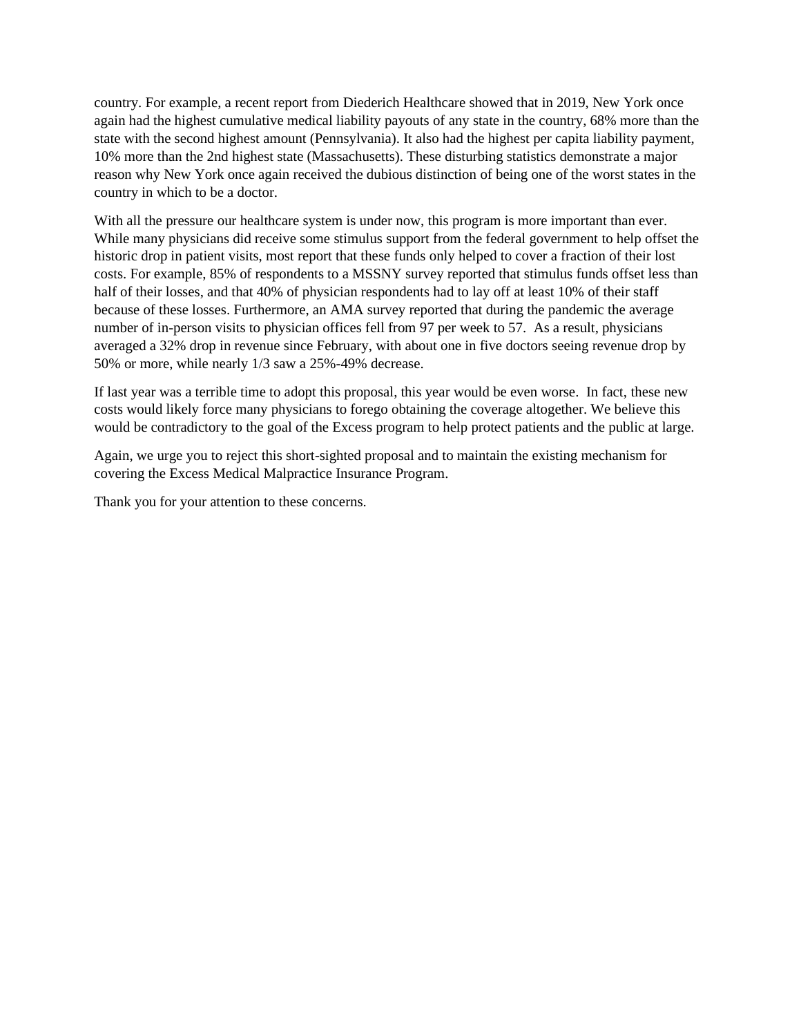country. For example, a recent report from Diederich Healthcare showed that in 2019, New York once again had the highest cumulative medical liability payouts of any state in the country, 68% more than the state with the second highest amount (Pennsylvania). It also had the highest per capita liability payment, 10% more than the 2nd highest state (Massachusetts). These disturbing statistics demonstrate a major reason why New York once again received the dubious distinction of being one of the worst states in the country in which to be a doctor.

With all the pressure our healthcare system is under now, this program is more important than ever. While many physicians did receive some stimulus support from the federal government to help offset the historic drop in patient visits, most report that these funds only helped to cover a fraction of their lost costs. For example, 85% of respondents to a MSSNY survey reported that stimulus funds offset less than half of their losses, and that 40% of physician respondents had to lay off at least 10% of their staff because of these losses. Furthermore, an AMA survey reported that during the pandemic the average number of in-person visits to physician offices fell from 97 per week to 57. As a result, physicians averaged a 32% drop in revenue since February, with about one in five doctors seeing revenue drop by 50% or more, while nearly 1/3 saw a 25%-49% decrease.

If last year was a terrible time to adopt this proposal, this year would be even worse. In fact, these new costs would likely force many physicians to forego obtaining the coverage altogether. We believe this would be contradictory to the goal of the Excess program to help protect patients and the public at large.

Again, we urge you to reject this short-sighted proposal and to maintain the existing mechanism for covering the Excess Medical Malpractice Insurance Program.

Thank you for your attention to these concerns.